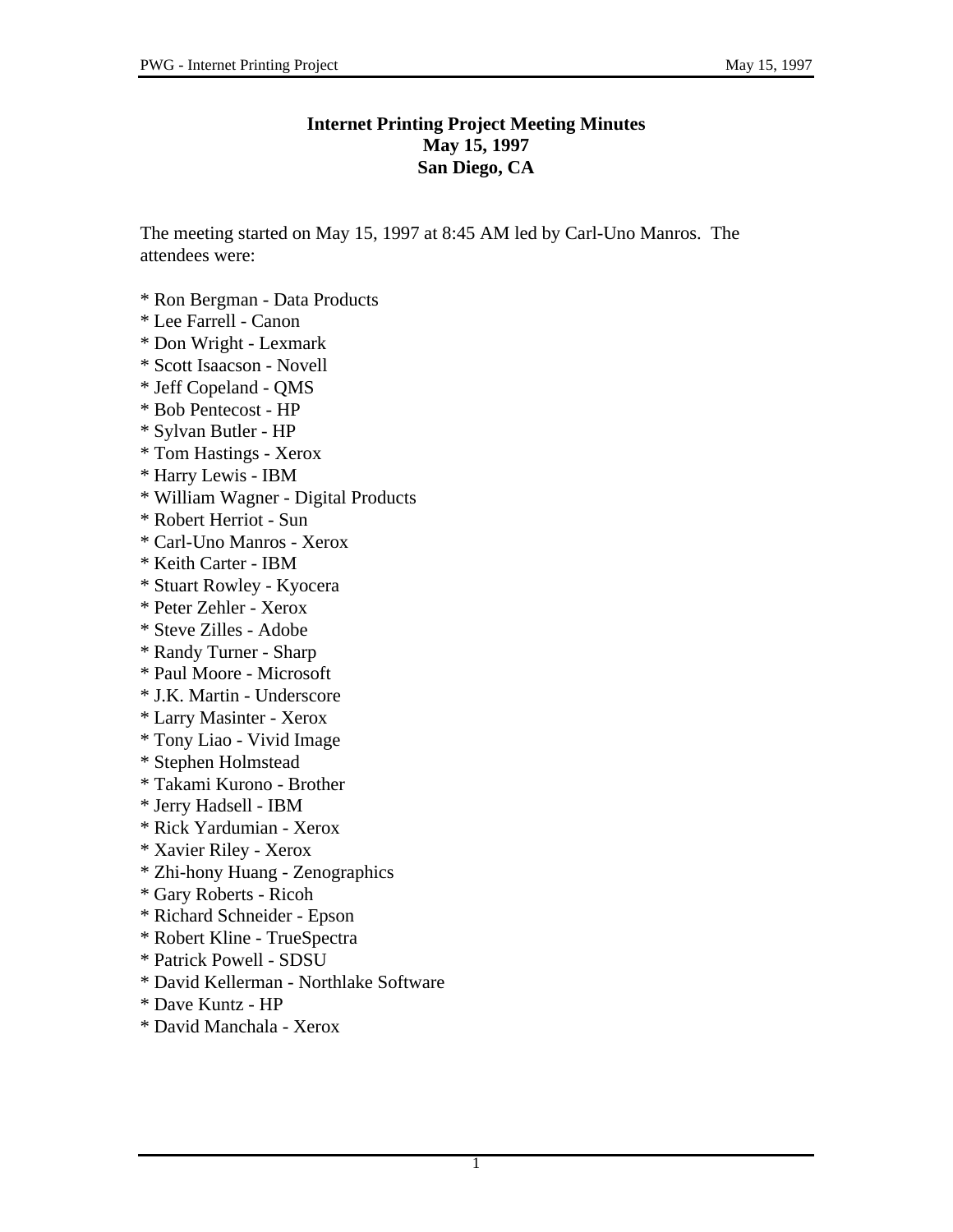# Internet Printing Project Meeting Minutes
# May 15, 1997
# San Diego, CA

The meeting started on May 15, 1997 at 8:45 AM led by Carl-Uno Manros. The attendees were:

* Ron Bergman - Data Products
* Lee Farrell - Canon
* Don Wright - Lexmark
* Scott Isaacson - Novell
* Jeff Copeland - QMS
* Bob Pentecost - HP
* Sylvan Butler - HP
* Tom Hastings - Xerox
* Harry Lewis - IBM
* William Wagner - Digital Products
* Robert Herriot - Sun
* Carl-Uno Manros - Xerox
* Keith Carter - IBM
* Stuart Rowley - Kyocera
* Peter Zehler - Xerox
* Steve Zilles - Adobe
* Randy Turner - Sharp
* Paul Moore - Microsoft
* J.K. Martin - Underscore
* Larry Masinter - Xerox
* Tony Liao - Vivid Image
* Stephen Holmstead
* Takami Kurono - Brother
* Jerry Hadsell - IBM
* Rick Yardumian - Xerox
* Xavier Riley - Xerox
* Zhi-hony Huang - Zenographics
* Gary Roberts - Ricoh
* Richard Schneider - Epson
* Robert Kline - TrueSpectra
* Patrick Powell - SDSU
* David Kellerman - Northlake Software
* Dave Kuntz - HP
* David Manchala - Xerox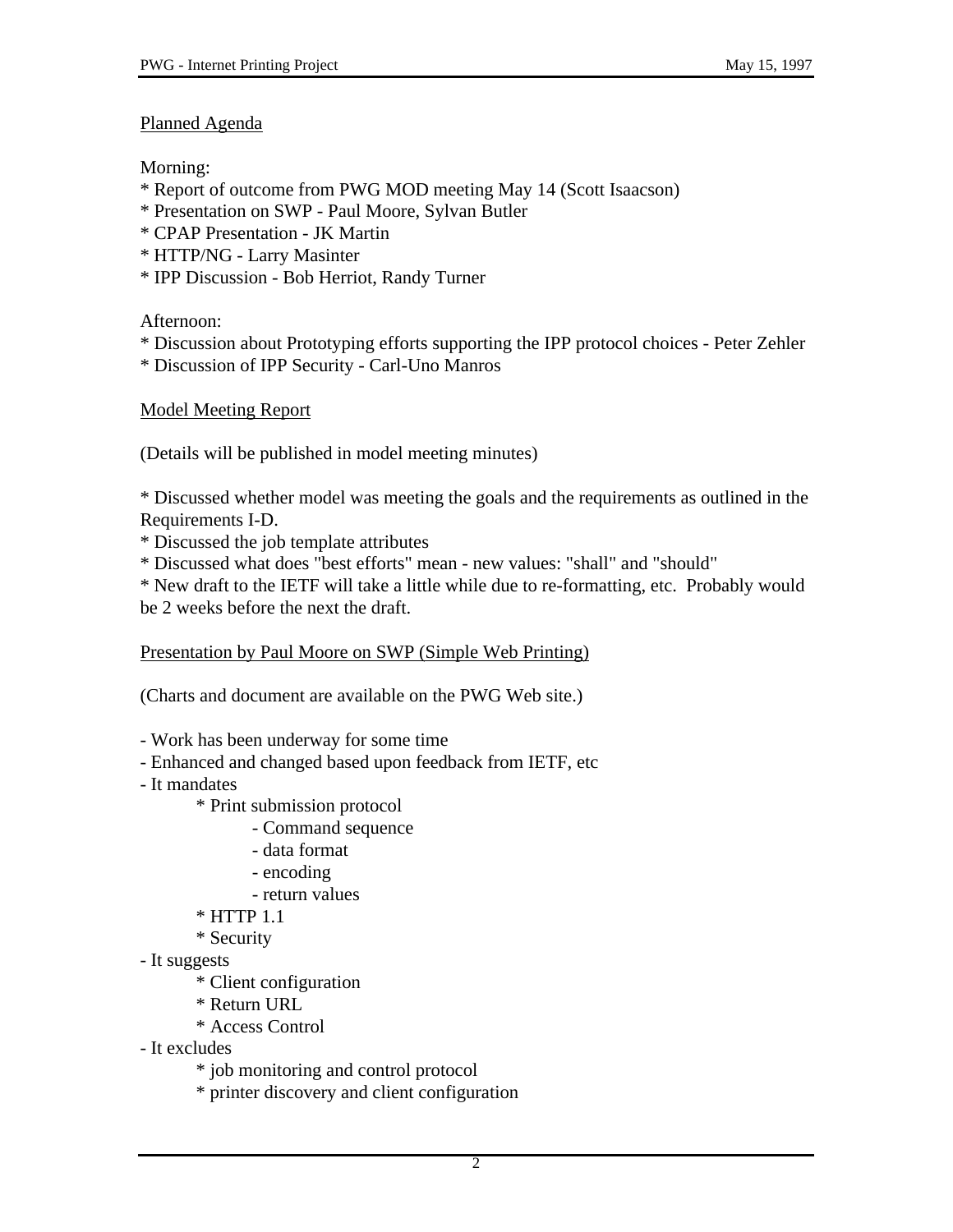## Planned Agenda

Morning:
* Report of outcome from PWG MOD meeting May 14 (Scott Isaacson)
* Presentation on SWP - Paul Moore, Sylvan Butler
* CPAP Presentation - JK Martin
* HTTP/NG - Larry Masinter
* IPP Discussion - Bob Herriot, Randy Turner

Afternoon:
* Discussion about Prototyping efforts supporting the IPP protocol choices - Peter Zehler
* Discussion of IPP Security - Carl-Uno Manros

## Model Meeting Report

(Details will be published in model meeting minutes)

* Discussed whether model was meeting the goals and the requirements as outlined in the Requirements I-D.
* Discussed the job template attributes
* Discussed what does "best efforts" mean - new values: "shall" and "should"
* New draft to the IETF will take a little while due to re-formatting, etc.  Probably would be 2 weeks before the next the draft.

## Presentation by Paul Moore on SWP (Simple Web Printing)

(Charts and document are available on the PWG Web site.)

- Work has been underway for some time
- Enhanced and changed based upon feedback from IETF, etc
- It mandates
    * Print submission protocol
        - Command sequence
        - data format
        - encoding
        - return values
    * HTTP 1.1
    * Security
- It suggests
    * Client configuration
    * Return URL
    * Access Control
- It excludes
    * job monitoring and control protocol
    * printer discovery and client configuration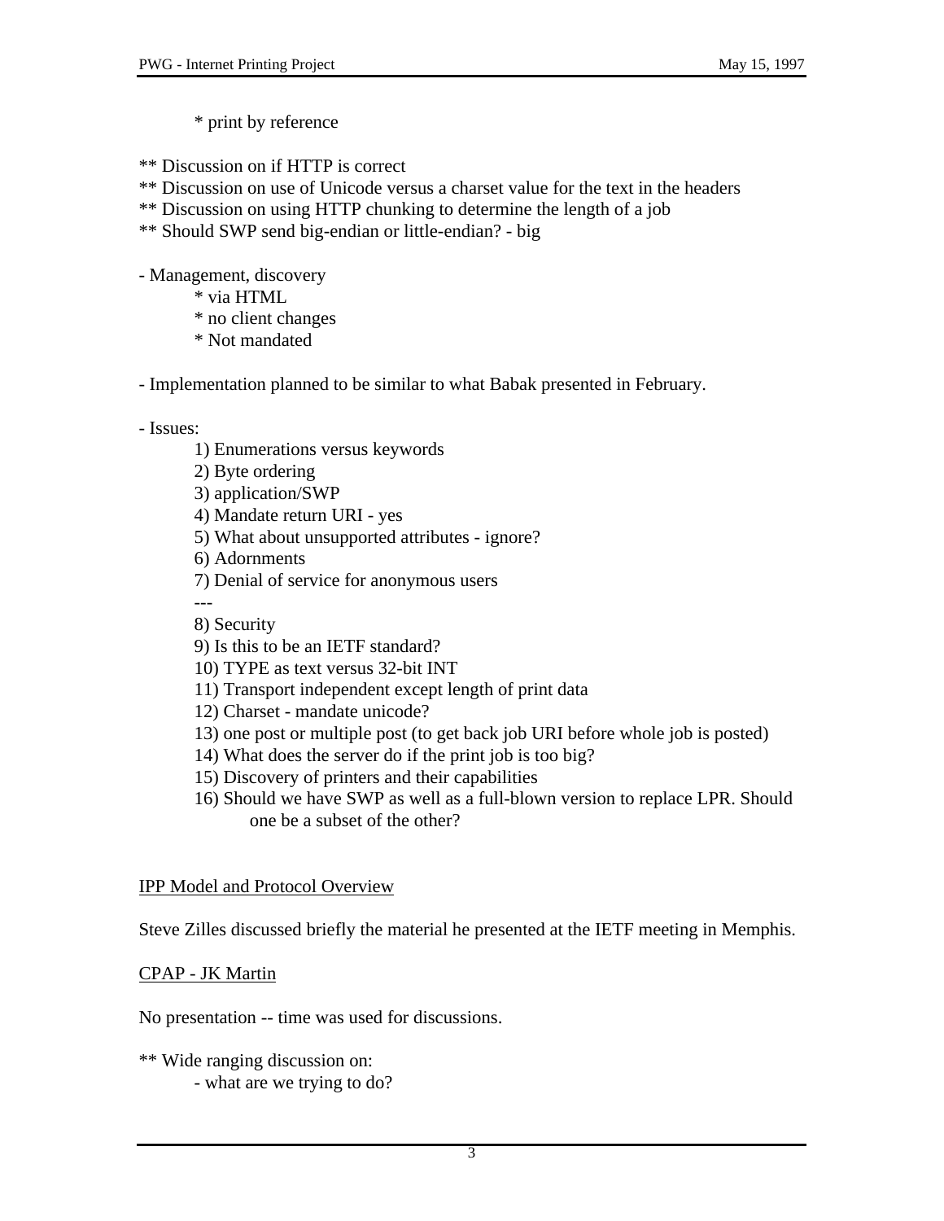* print by reference

** Discussion on if HTTP is correct
** Discussion on use of Unicode versus a charset value for the text in the headers
** Discussion on using HTTP chunking to determine the length of a job
** Should SWP send big-endian or little-endian? - big

- Management, discovery
    * via HTML
    * no client changes
    * Not mandated

- Implementation planned to be similar to what Babak presented in February.

- Issues:
    1) Enumerations versus keywords
    2) Byte ordering
    3) application/SWP
    4) Mandate return URI - yes
    5) What about unsupported attributes - ignore?
    6) Adornments
    7) Denial of service for anonymous users
    ---
    8) Security
    9) Is this to be an IETF standard?
    10) TYPE as text versus 32-bit INT
    11) Transport independent except length of print data
    12) Charset - mandate unicode?
    13) one post or multiple post (to get back job URI before whole job is posted)
    14) What does the server do if the print job is too big?
    15) Discovery of printers and their capabilities
    16) Should we have SWP as well as a full-blown version to replace LPR. Should one be a subset of the other?

<u>IPP Model and Protocol Overview</u>

Steve Zilles discussed briefly the material he presented at the IETF meeting in Memphis.

<u>CPAP - JK Martin</u>

No presentation -- time was used for discussions.

** Wide ranging discussion on:
    - what are we trying to do?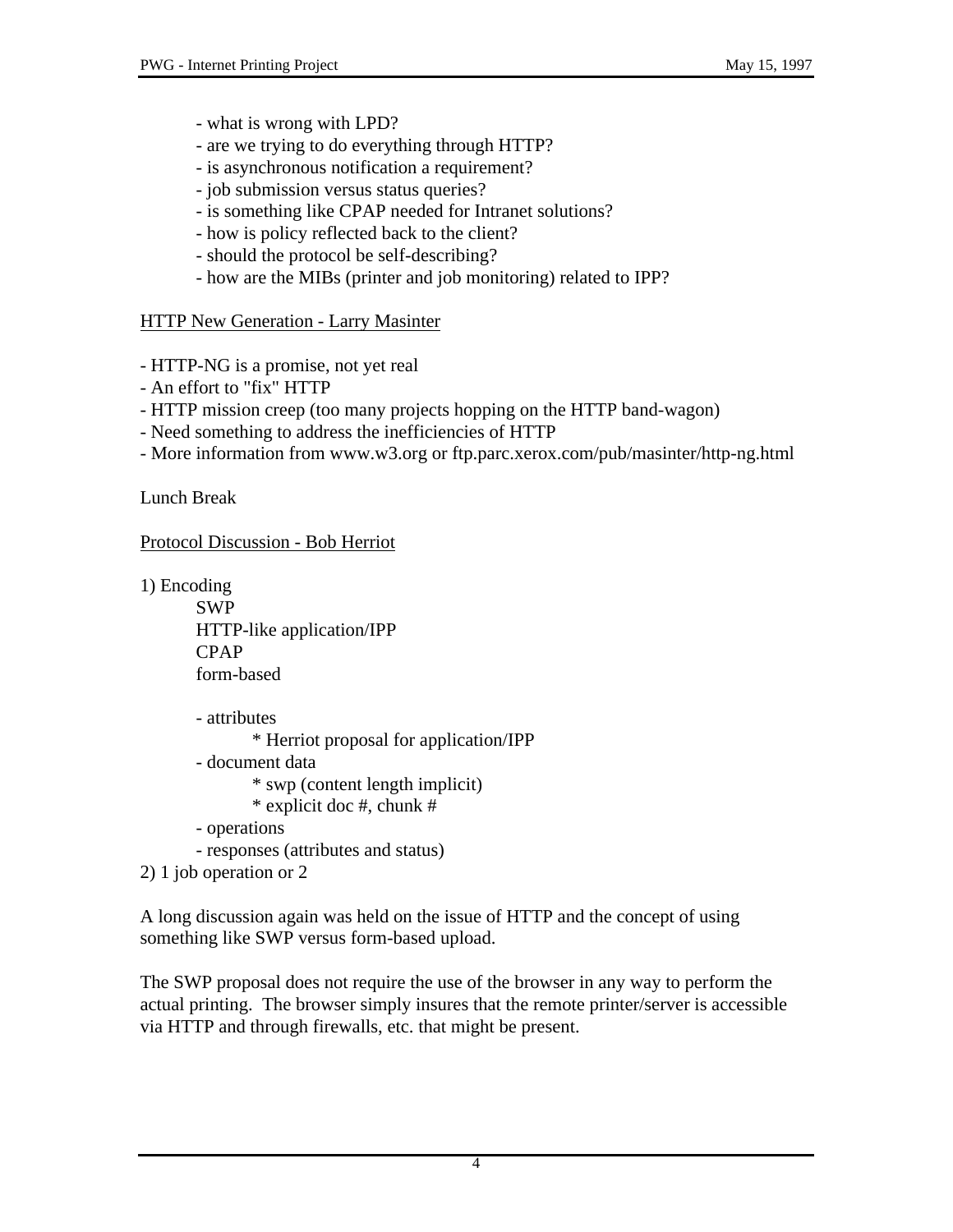- what is wrong with LPD?
- are we trying to do everything through HTTP?
- is asynchronous notification a requirement?
- job submission versus status queries?
- is something like CPAP needed for Intranet solutions?
- how is policy reflected back to the client?
- should the protocol be self-describing?
- how are the MIBs (printer and job monitoring) related to IPP?

<u>HTTP New Generation - Larry Masinter</u>

- HTTP-NG is a promise, not yet real
- An effort to "fix" HTTP
- HTTP mission creep (too many projects hopping on the HTTP band-wagon)
- Need something to address the inefficiencies of HTTP
- More information from www.w3.org or ftp.parc.xerox.com/pub/masinter/http-ng.html

Lunch Break

<u>Protocol Discussion - Bob Herriot</u>

1) Encoding

   SWP
   HTTP-like application/IPP
   CPAP
   form-based

   - attributes
     * Herriot proposal for application/IPP
   - document data
     * swp (content length implicit)
     * explicit doc #, chunk #
   - operations
   - responses (attributes and status)

2) 1 job operation or 2

A long discussion again was held on the issue of HTTP and the concept of using something like SWP versus form-based upload.

The SWP proposal does not require the use of the browser in any way to perform the actual printing. The browser simply insures that the remote printer/server is accessible via HTTP and through firewalls, etc. that might be present.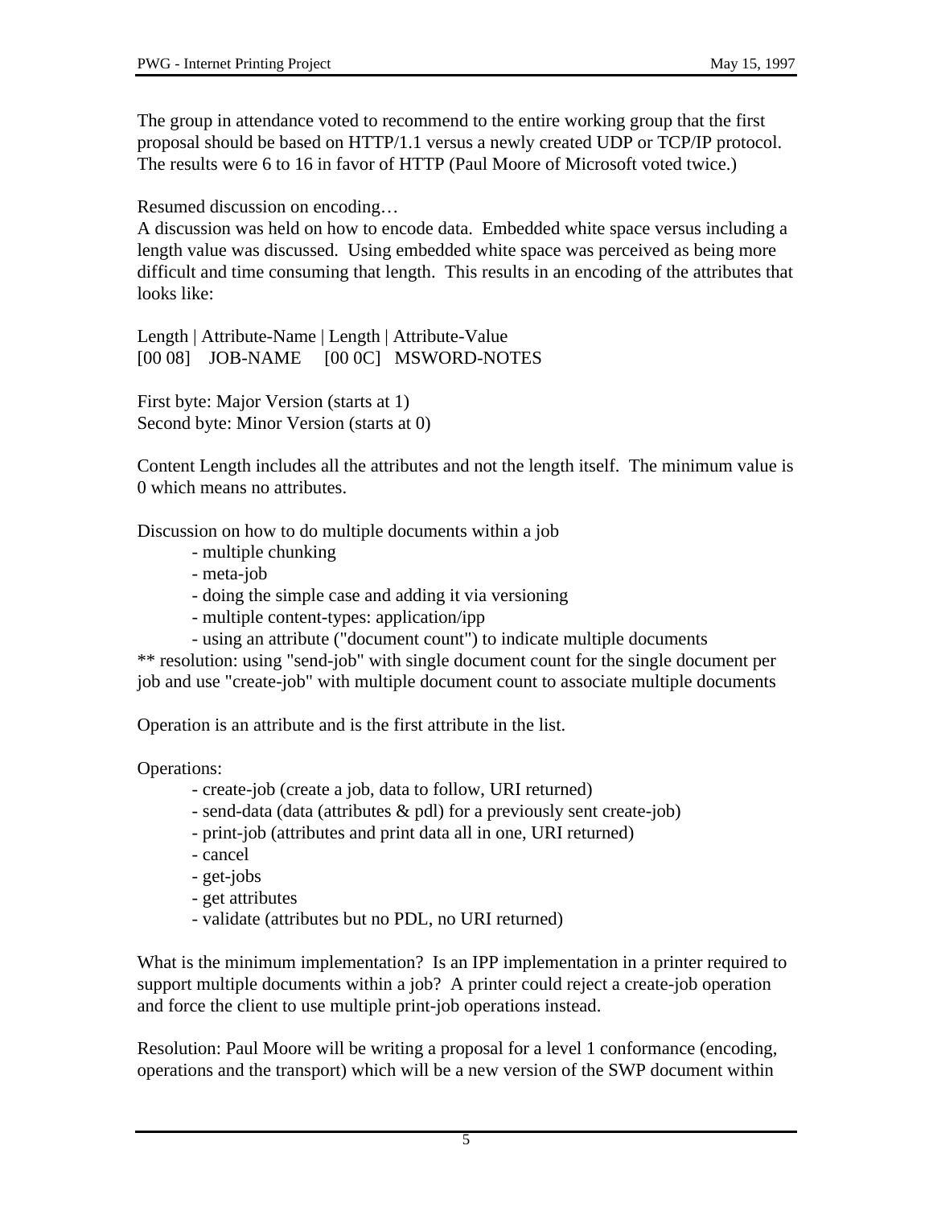The group in attendance voted to recommend to the entire working group that the first proposal should be based on HTTP/1.1 versus a newly created UDP or TCP/IP protocol. The results were 6 to 16 in favor of HTTP (Paul Moore of Microsoft voted twice.)

Resumed discussion on encoding…

A discussion was held on how to encode data. Embedded white space versus including a length value was discussed. Using embedded white space was perceived as being more difficult and time consuming that length. This results in an encoding of the attributes that looks like:

Length | Attribute-Name | Length | Attribute-Value
[00 08] JOB-NAME [00 0C] MSWORD-NOTES

First byte: Major Version (starts at 1)
Second byte: Minor Version (starts at 0)

Content Length includes all the attributes and not the length itself. The minimum value is 0 which means no attributes.

Discussion on how to do multiple documents within a job

- multiple chunking
- meta-job
- doing the simple case and adding it via versioning
- multiple content-types: application/ipp
- using an attribute ("document count") to indicate multiple documents

** resolution: using "send-job" with single document count for the single document per job and use "create-job" with multiple document count to associate multiple documents

Operation is an attribute and is the first attribute in the list.

Operations:

- create-job (create a job, data to follow, URI returned)
- send-data (data (attributes & pdl) for a previously sent create-job)
- print-job (attributes and print data all in one, URI returned)
- cancel
- get-jobs
- get attributes
- validate (attributes but no PDL, no URI returned)

What is the minimum implementation? Is an IPP implementation in a printer required to support multiple documents within a job? A printer could reject a create-job operation and force the client to use multiple print-job operations instead.

Resolution: Paul Moore will be writing a proposal for a level 1 conformance (encoding, operations and the transport) which will be a new version of the SWP document within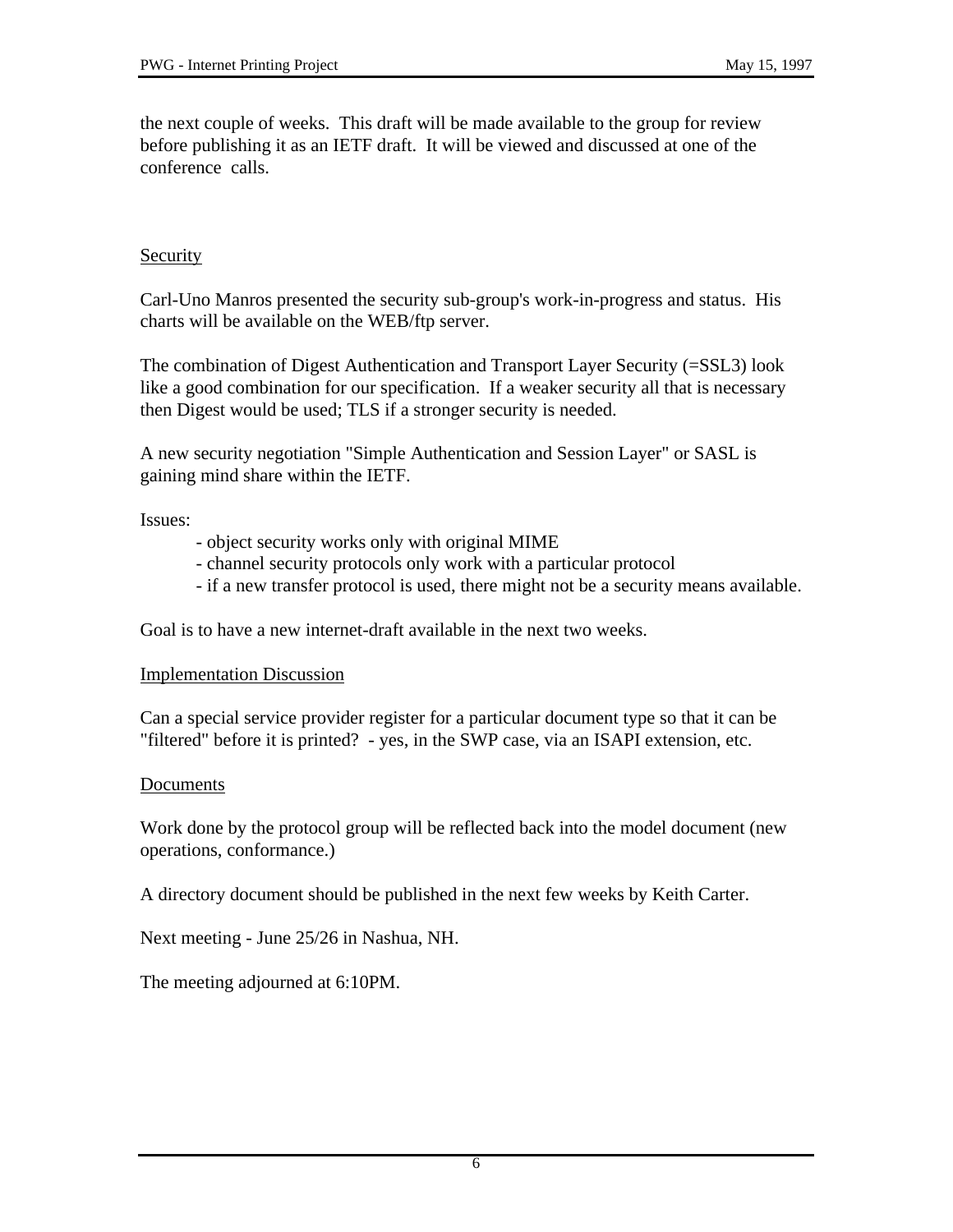the next couple of weeks. This draft will be made available to the group for review before publishing it as an IETF draft. It will be viewed and discussed at one of the conference calls.

## Security

Carl-Uno Manros presented the security sub-group's work-in-progress and status. His charts will be available on the WEB/ftp server.

The combination of Digest Authentication and Transport Layer Security (=SSL3) look like a good combination for our specification. If a weaker security all that is necessary then Digest would be used; TLS if a stronger security is needed.

A new security negotiation "Simple Authentication and Session Layer" or SASL is gaining mind share within the IETF.

Issues:

- object security works only with original MIME
- channel security protocols only work with a particular protocol
- if a new transfer protocol is used, there might not be a security means available.

Goal is to have a new internet-draft available in the next two weeks.

## Implementation Discussion

Can a special service provider register for a particular document type so that it can be "filtered" before it is printed? - yes, in the SWP case, via an ISAPI extension, etc.

## Documents

Work done by the protocol group will be reflected back into the model document (new operations, conformance.)

A directory document should be published in the next few weeks by Keith Carter.

Next meeting - June 25/26 in Nashua, NH.

The meeting adjourned at 6:10PM.